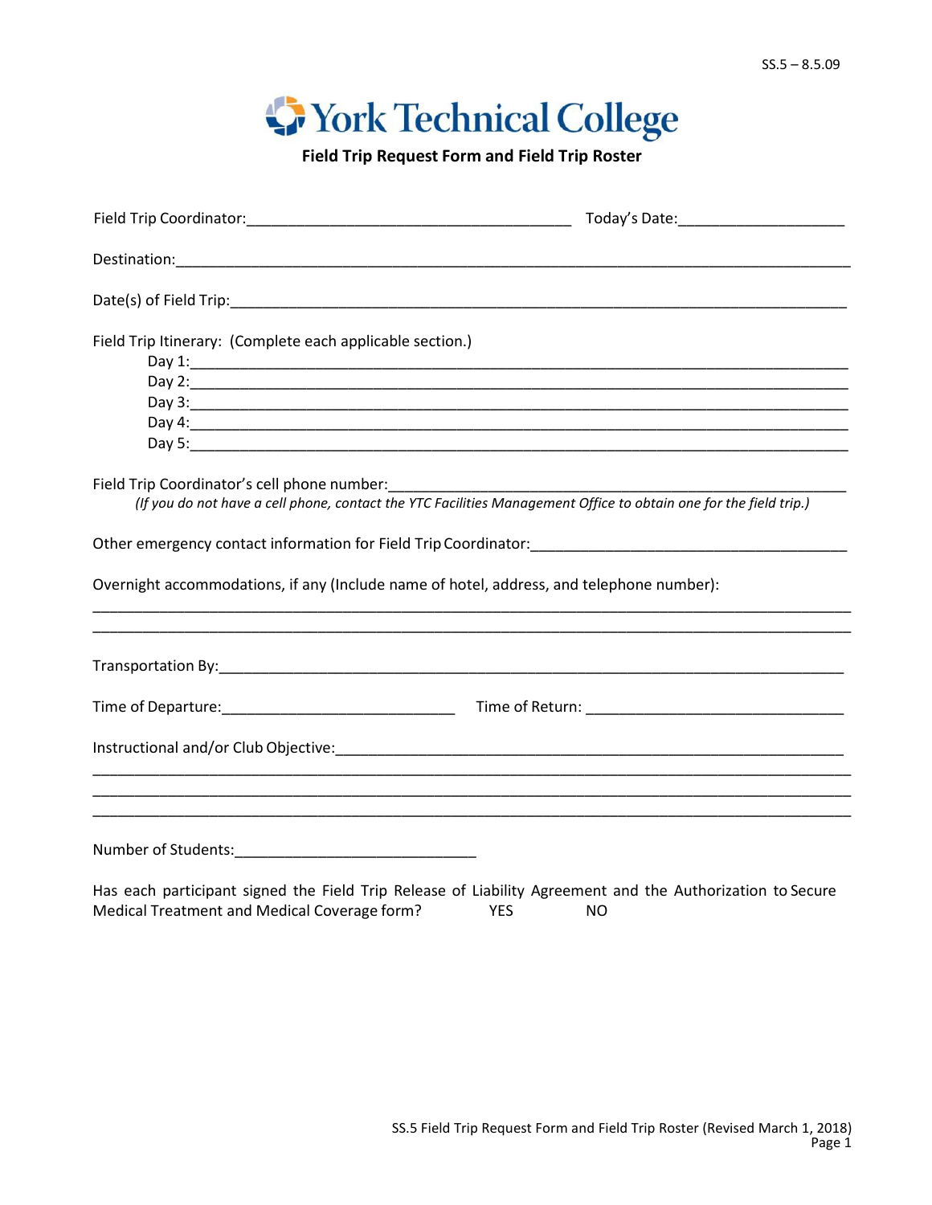# York Technical College

## Field Trip Request Form and Field Trip Roster

Field Trip Coordinator:______________________________________ Today's Date:____________________

Destination:_______________________________________________________________________________

Date(s) of Field Trip:________________________________________________________________________

Field Trip Itinerary: (Complete each applicable section.)

Day 1:___________________________________________________________________________

Day 2:___________________________________________________________________________

Day 3:___________________________________________________________________________

Day 4:___________________________________________________________________________

Day 5:___________________________________________________________________________

Field Trip Coordinator's cell phone number:_______________________________________________________

*(If you do not have a cell phone, contact the YTC Facilities Management Office to obtain one for the field trip.)*

Other emergency contact information for Field Trip Coordinator:_____________________________________

Overnight accommodations, if any (Include name of hotel, address, and telephone number):

_____________________________________________________________________________________________

_____________________________________________________________________________________________

Transportation By:___________________________________________________________________________

Time of Departure:___________________________ Time of Return: ______________________________

Instructional and/or Club Objective:_____________________________________________________________

_____________________________________________________________________________________________

_____________________________________________________________________________________________

_____________________________________________________________________________________________

Number of Students:_____________________________

Has each participant signed the Field Trip Release of Liability Agreement and the Authorization to Secure Medical Treatment and Medical Coverage form? YES NO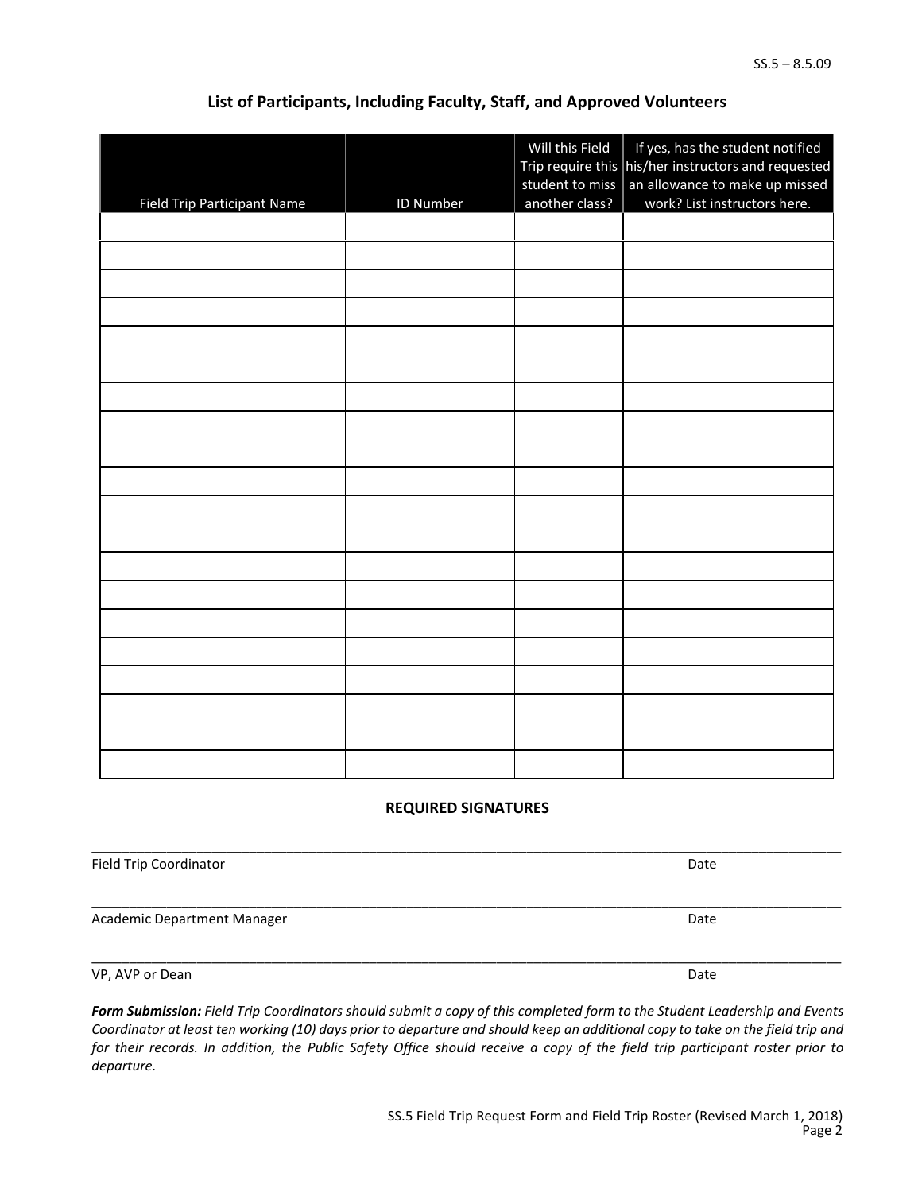## List of Participants, Including Faculty, Staff, and Approved Volunteers

| Field Trip Participant Name | ID Number | Will this Field Trip require this student to miss another class? | If yes, has the student notified his/her instructors and requested an allowance to make up missed work? List instructors here. |
|---|---|---|---|
| | | | |
| | | | |
| | | | |
| | | | |
| | | | |
| | | | |
| | | | |
| | | | |
| | | | |
| | | | |
| | | | |
| | | | |
| | | | |
| | | | |
| | | | |
| | | | |
| | | | |
| | | | |
| | | | |
| | | | |

**REQUIRED SIGNATURES**

\_\_\_\_\_\_\_\_\_\_\_\_\_\_\_\_\_\_\_\_\_\_\_\_\_\_\_\_\_\_\_\_\_\_\_\_\_\_\_\_\_\_\_\_\_\_\_\_\_\_\_\_\_\_\_\_\_\_\_\_\_\_\_\_\_\_\_\_\_\_\_\_

Field Trip Coordinator Date

\_\_\_\_\_\_\_\_\_\_\_\_\_\_\_\_\_\_\_\_\_\_\_\_\_\_\_\_\_\_\_\_\_\_\_\_\_\_\_\_\_\_\_\_\_\_\_\_\_\_\_\_\_\_\_\_\_\_\_\_\_\_\_\_\_\_\_\_\_\_\_\_

Academic Department Manager Date

\_\_\_\_\_\_\_\_\_\_\_\_\_\_\_\_\_\_\_\_\_\_\_\_\_\_\_\_\_\_\_\_\_\_\_\_\_\_\_\_\_\_\_\_\_\_\_\_\_\_\_\_\_\_\_\_\_\_\_\_\_\_\_\_\_\_\_\_\_\_\_\_

VP, AVP or Dean Date

***Form Submission:*** *Field Trip Coordinators should submit a copy of this completed form to the Student Leadership and Events Coordinator at least ten working (10) days prior to departure and should keep an additional copy to take on the field trip and for their records. In addition, the Public Safety Office should receive a copy of the field trip participant roster prior to departure.*